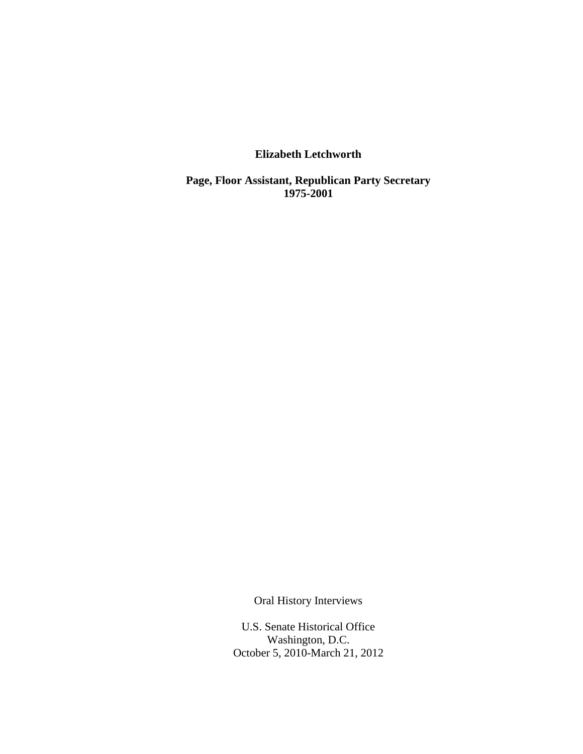**Elizabeth Letchworth**

**Page, Floor Assistant, Republican Party Secretary**
**1975-2001**

Oral History Interviews

U.S. Senate Historical Office
Washington, D.C.
October 5, 2010-March 21, 2012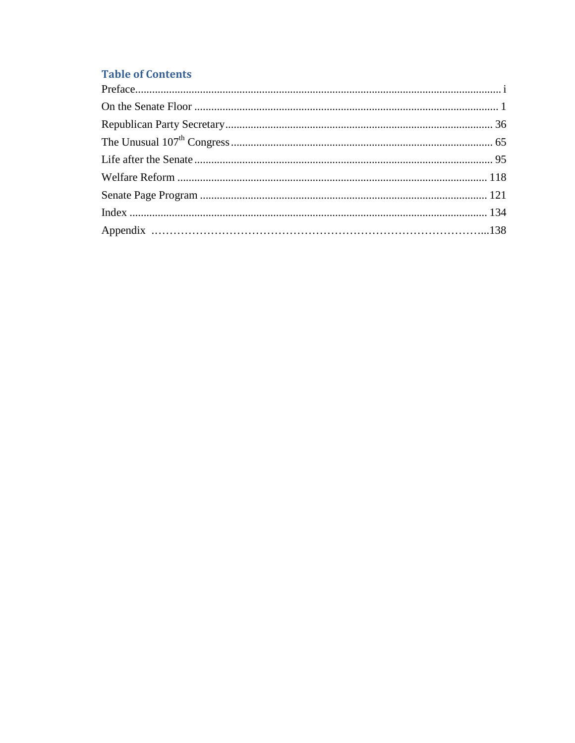## Table of Contents

Preface................................................................................................................................. i

On the Senate Floor ............................................................................................................ 1

Republican Party Secretary............................................................................................... 36

The Unusual 107th Congress............................................................................................. 65

Life after the Senate........................................................................................................... 95

Welfare Reform ............................................................................................................... 118

Senate Page Program ...................................................................................................... 121

Index ............................................................................................................................... 134

Appendix ………………………………………………………………………………...138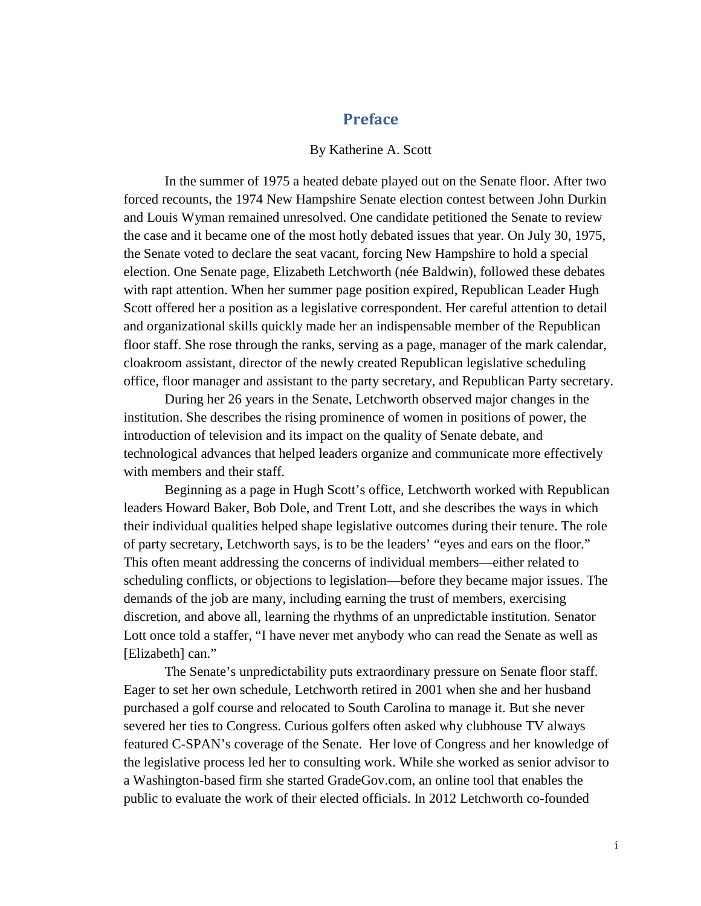# Preface

By Katherine A. Scott

In the summer of 1975 a heated debate played out on the Senate floor. After two forced recounts, the 1974 New Hampshire Senate election contest between John Durkin and Louis Wyman remained unresolved. One candidate petitioned the Senate to review the case and it became one of the most hotly debated issues that year. On July 30, 1975, the Senate voted to declare the seat vacant, forcing New Hampshire to hold a special election. One Senate page, Elizabeth Letchworth (née Baldwin), followed these debates with rapt attention. When her summer page position expired, Republican Leader Hugh Scott offered her a position as a legislative correspondent. Her careful attention to detail and organizational skills quickly made her an indispensable member of the Republican floor staff. She rose through the ranks, serving as a page, manager of the mark calendar, cloakroom assistant, director of the newly created Republican legislative scheduling office, floor manager and assistant to the party secretary, and Republican Party secretary.

During her 26 years in the Senate, Letchworth observed major changes in the institution. She describes the rising prominence of women in positions of power, the introduction of television and its impact on the quality of Senate debate, and technological advances that helped leaders organize and communicate more effectively with members and their staff.

Beginning as a page in Hugh Scott's office, Letchworth worked with Republican leaders Howard Baker, Bob Dole, and Trent Lott, and she describes the ways in which their individual qualities helped shape legislative outcomes during their tenure. The role of party secretary, Letchworth says, is to be the leaders' "eyes and ears on the floor." This often meant addressing the concerns of individual members—either related to scheduling conflicts, or objections to legislation—before they became major issues. The demands of the job are many, including earning the trust of members, exercising discretion, and above all, learning the rhythms of an unpredictable institution. Senator Lott once told a staffer, "I have never met anybody who can read the Senate as well as [Elizabeth] can."

The Senate's unpredictability puts extraordinary pressure on Senate floor staff. Eager to set her own schedule, Letchworth retired in 2001 when she and her husband purchased a golf course and relocated to South Carolina to manage it. But she never severed her ties to Congress. Curious golfers often asked why clubhouse TV always featured C-SPAN's coverage of the Senate. Her love of Congress and her knowledge of the legislative process led her to consulting work. While she worked as senior advisor to a Washington-based firm she started GradeGov.com, an online tool that enables the public to evaluate the work of their elected officials. In 2012 Letchworth co-founded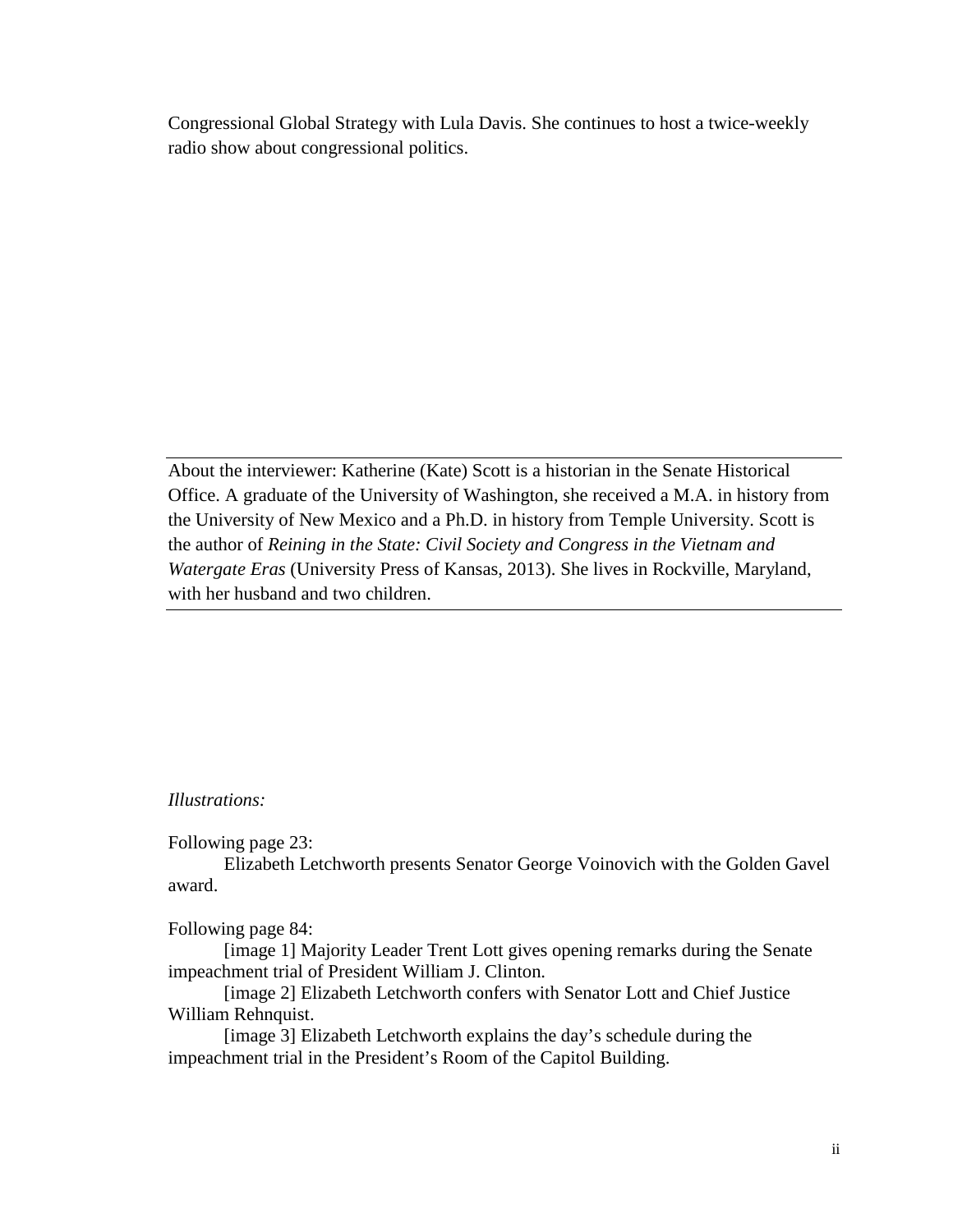Congressional Global Strategy with Lula Davis. She continues to host a twice-weekly radio show about congressional politics.

---

About the interviewer: Katherine (Kate) Scott is a historian in the Senate Historical Office. A graduate of the University of Washington, she received a M.A. in history from the University of New Mexico and a Ph.D. in history from Temple University. Scott is the author of *Reining in the State: Civil Society and Congress in the Vietnam and Watergate Eras* (University Press of Kansas, 2013). She lives in Rockville, Maryland, with her husband and two children.

---

*Illustrations:*

Following page 23:

Elizabeth Letchworth presents Senator George Voinovich with the Golden Gavel award.

Following page 84:

[image 1] Majority Leader Trent Lott gives opening remarks during the Senate impeachment trial of President William J. Clinton.

[image 2] Elizabeth Letchworth confers with Senator Lott and Chief Justice William Rehnquist.

[image 3] Elizabeth Letchworth explains the day's schedule during the impeachment trial in the President's Room of the Capitol Building.